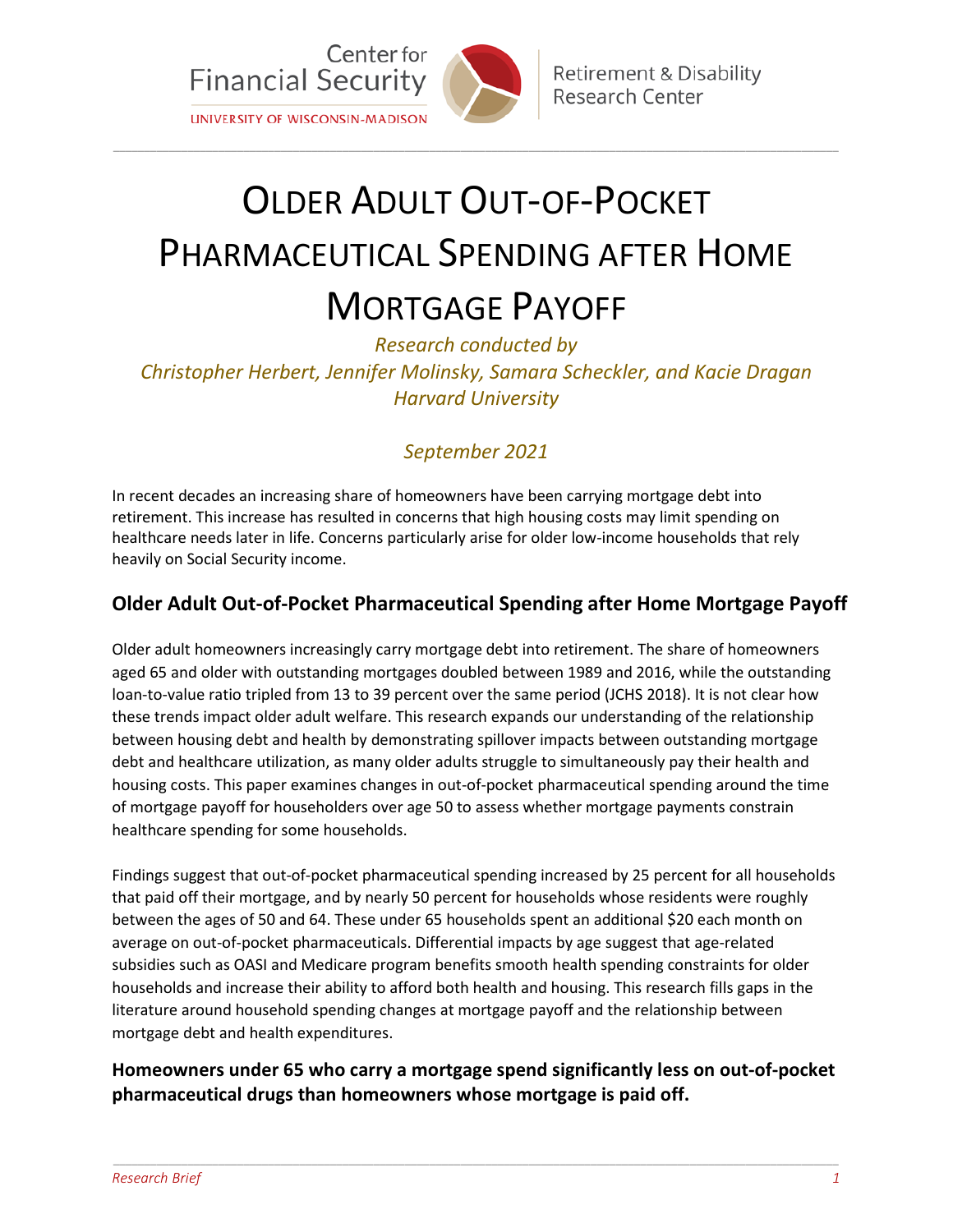Center for Financial Security
UNIVERSITY OF WISCONSIN-MADISON

Retirement & Disability Research Center

# Older Adult Out-of-Pocket Pharmaceutical Spending after Home Mortgage Payoff

*Research conducted by*
*Christopher Herbert, Jennifer Molinsky, Samara Scheckler, and Kacie Dragan*
*Harvard University*

*September 2021*

In recent decades an increasing share of homeowners have been carrying mortgage debt into retirement. This increase has resulted in concerns that high housing costs may limit spending on healthcare needs later in life. Concerns particularly arise for older low-income households that rely heavily on Social Security income.

## Older Adult Out-of-Pocket Pharmaceutical Spending after Home Mortgage Payoff

Older adult homeowners increasingly carry mortgage debt into retirement. The share of homeowners aged 65 and older with outstanding mortgages doubled between 1989 and 2016, while the outstanding loan-to-value ratio tripled from 13 to 39 percent over the same period (JCHS 2018). It is not clear how these trends impact older adult welfare. This research expands our understanding of the relationship between housing debt and health by demonstrating spillover impacts between outstanding mortgage debt and healthcare utilization, as many older adults struggle to simultaneously pay their health and housing costs. This paper examines changes in out-of-pocket pharmaceutical spending around the time of mortgage payoff for householders over age 50 to assess whether mortgage payments constrain healthcare spending for some households.

Findings suggest that out-of-pocket pharmaceutical spending increased by 25 percent for all households that paid off their mortgage, and by nearly 50 percent for households whose residents were roughly between the ages of 50 and 64. These under 65 households spent an additional $20 each month on average on out-of-pocket pharmaceuticals. Differential impacts by age suggest that age-related subsidies such as OASI and Medicare program benefits smooth health spending constraints for older households and increase their ability to afford both health and housing. This research fills gaps in the literature around household spending changes at mortgage payoff and the relationship between mortgage debt and health expenditures.

**Homeowners under 65 who carry a mortgage spend significantly less on out-of-pocket pharmaceutical drugs than homeowners whose mortgage is paid off.**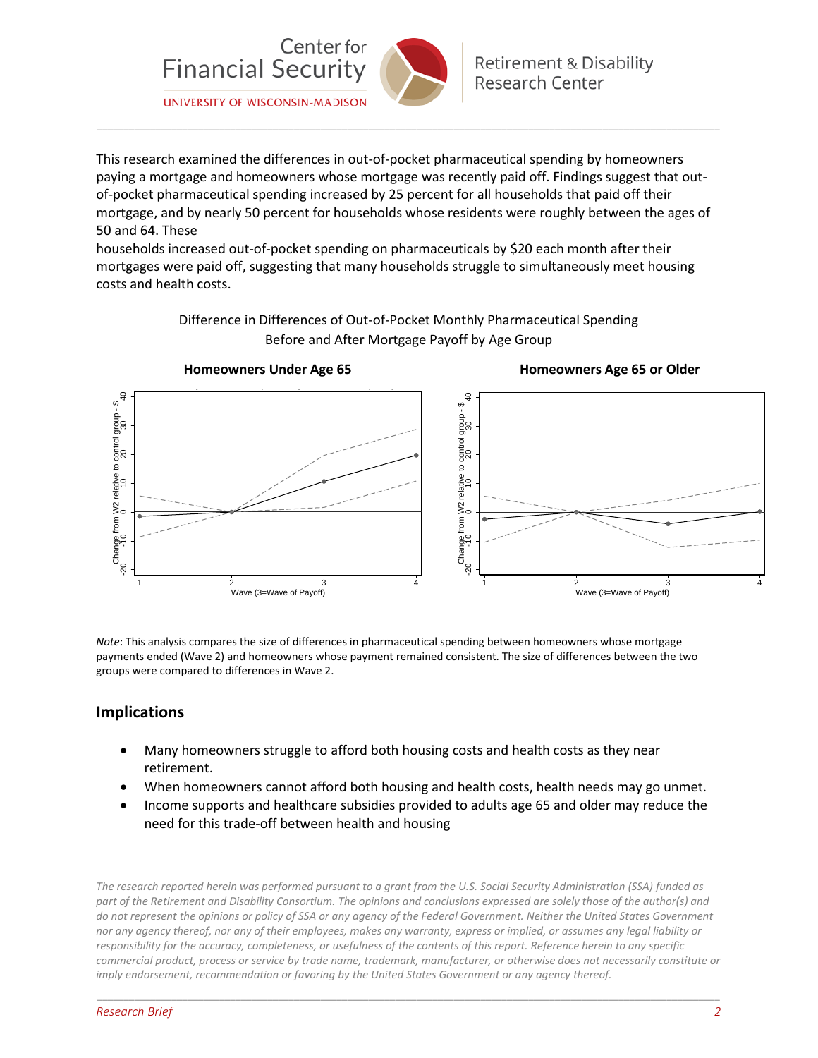This research examined the differences in out-of-pocket pharmaceutical spending by homeowners paying a mortgage and homeowners whose mortgage was recently paid off. Findings suggest that out-of-pocket pharmaceutical spending increased by 25 percent for all households that paid off their mortgage, and by nearly 50 percent for households whose residents were roughly between the ages of 50 and 64. These

households increased out-of-pocket spending on pharmaceuticals by $20 each month after their mortgages were paid off, suggesting that many households struggle to simultaneously meet housing costs and health costs.

Difference in Differences of Out-of-Pocket Monthly Pharmaceutical Spending
Before and After Mortgage Payoff by Age Group

**Homeowners Under Age 65**

Change from W2 relative to control group - $

-20
-10
0
10
20
30
40

1
2
3
4

Wave (3=Wave of Payoff)

**Homeowners Age 65 or Older**

Change from W2 relative to control group - $

-20
-10
0
10
20
30
40

1
2
3
4

Wave (3=Wave of Payoff)

*Note*: This analysis compares the size of differences in pharmaceutical spending between homeowners whose mortgage payments ended (Wave 2) and homeowners whose payment remained consistent. The size of differences between the two groups were compared to differences in Wave 2.

## Implications

- Many homeowners struggle to afford both housing costs and health costs as they near retirement.
- When homeowners cannot afford both housing and health costs, health needs may go unmet.
- Income supports and healthcare subsidies provided to adults age 65 and older may reduce the need for this trade-off between health and housing

*The research reported herein was performed pursuant to a grant from the U.S. Social Security Administration (SSA) funded as part of the Retirement and Disability Consortium. The opinions and conclusions expressed are solely those of the author(s) and do not represent the opinions or policy of SSA or any agency of the Federal Government. Neither the United States Government nor any agency thereof, nor any of their employees, makes any warranty, express or implied, or assumes any legal liability or responsibility for the accuracy, completeness, or usefulness of the contents of this report. Reference herein to any specific commercial product, process or service by trade name, trademark, manufacturer, or otherwise does not necessarily constitute or imply endorsement, recommendation or favoring by the United States Government or any agency thereof.*